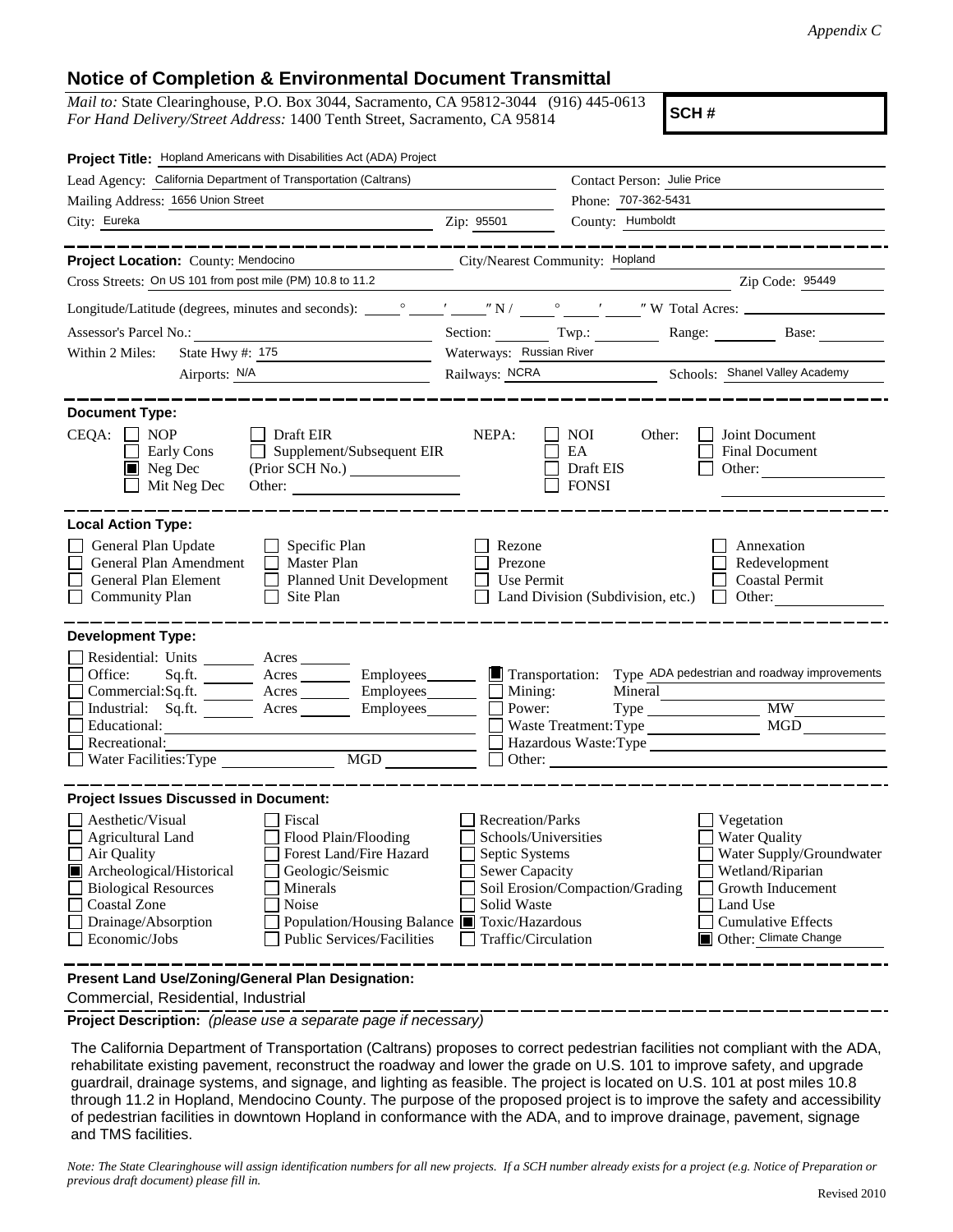*Appendix C*

## Notice of Completion & Environmental Document Transmittal

*Mail to:* State Clearinghouse, P.O. Box 3044, Sacramento, CA 95812-3044 (916) 445-0613
*For Hand Delivery/Street Address:* 1400 Tenth Street, Sacramento, CA 95814

**SCH #**

**Project Title:** Hopland Americans with Disabilities Act (ADA) Project

Lead Agency: California Department of Transportation (Caltrans)
Contact Person: Julie Price
Mailing Address: 1656 Union Street
Phone: 707-362-5431
City: Eureka
Zip: 95501
County: Humboldt

**Project Location:** County: Mendocino
City/Nearest Community: Hopland
Cross Streets: On US 101 from post mile (PM) 10.8 to 11.2
Zip Code: 95449

Longitude/Latitude (degrees, minutes and seconds): ___° ___′ ___″ N / ___° ___′ ___″ W Total Acres: ______

Assessor's Parcel No.: ______ Section: ______ Twp.: ______ Range: ______ Base: ______

Within 2 Miles: State Hwy #: 175
Waterways: Russian River
Airports: N/A
Railways: NCRA
Schools: Shanel Valley Academy

**Document Type:**

CEQA: ☐ NOP ☐ Early Cons ☒ Neg Dec ☐ Mit Neg Dec ☐ Draft EIR ☐ Supplement/Subsequent EIR (Prior SCH No.) ______ Other: ______

NEPA: ☐ NOI ☐ EA ☐ Draft EIS ☐ FONSI

Other: ☐ Joint Document ☐ Final Document ☐ Other: ______

**Local Action Type:**

☐ General Plan Update ☐ General Plan Amendment ☐ General Plan Element ☐ Community Plan ☐ Specific Plan ☐ Master Plan ☐ Planned Unit Development ☐ Site Plan ☐ Rezone ☐ Prezone ☐ Use Permit ☐ Land Division (Subdivision, etc.) ☐ Annexation ☐ Redevelopment ☐ Coastal Permit ☐ Other: ______

**Development Type:**

☐ Residential: Units ______ Acres ______
☐ Office: Sq.ft. ______ Acres ______ Employees ______
☐ Commercial: Sq.ft. ______ Acres ______ Employees ______
☐ Industrial: Sq.ft. ______ Acres ______ Employees ______
☐ Educational: ______
☐ Recreational: ______
☐ Water Facilities: Type ______ MGD ______
☒ Transportation: Type ADA pedestrian and roadway improvements
☐ Mining: Mineral ______
☐ Power: Type ______ MW ______
☐ Waste Treatment: Type ______ MGD ______
☐ Hazardous Waste: Type ______
☐ Other: ______

**Project Issues Discussed in Document:**

☐ Aesthetic/Visual ☐ Agricultural Land ☐ Air Quality ☒ Archeological/Historical ☐ Biological Resources ☐ Coastal Zone ☐ Drainage/Absorption ☐ Economic/Jobs ☐ Fiscal ☐ Flood Plain/Flooding ☐ Forest Land/Fire Hazard ☐ Geologic/Seismic ☐ Minerals ☐ Noise ☐ Population/Housing Balance ☐ Public Services/Facilities ☐ Recreation/Parks ☐ Schools/Universities ☐ Septic Systems ☐ Sewer Capacity ☐ Soil Erosion/Compaction/Grading ☐ Solid Waste ☒ Toxic/Hazardous ☐ Traffic/Circulation ☐ Vegetation ☐ Water Quality ☐ Water Supply/Groundwater ☐ Wetland/Riparian ☐ Growth Inducement ☐ Land Use ☐ Cumulative Effects ☒ Other: Climate Change

**Present Land Use/Zoning/General Plan Designation:**

Commercial, Residential, Industrial

**Project Description:** *(please use a separate page if necessary)*

The California Department of Transportation (Caltrans) proposes to correct pedestrian facilities not compliant with the ADA, rehabilitate existing pavement, reconstruct the roadway and lower the grade on U.S. 101 to improve safety, and upgrade guardrail, drainage systems, and signage, and lighting as feasible. The project is located on U.S. 101 at post miles 10.8 through 11.2 in Hopland, Mendocino County. The purpose of the proposed project is to improve the safety and accessibility of pedestrian facilities in downtown Hopland in conformance with the ADA, and to improve drainage, pavement, signage and TMS facilities.

*Note: The State Clearinghouse will assign identification numbers for all new projects. If a SCH number already exists for a project (e.g. Notice of Preparation or previous draft document) please fill in.*

Revised 2010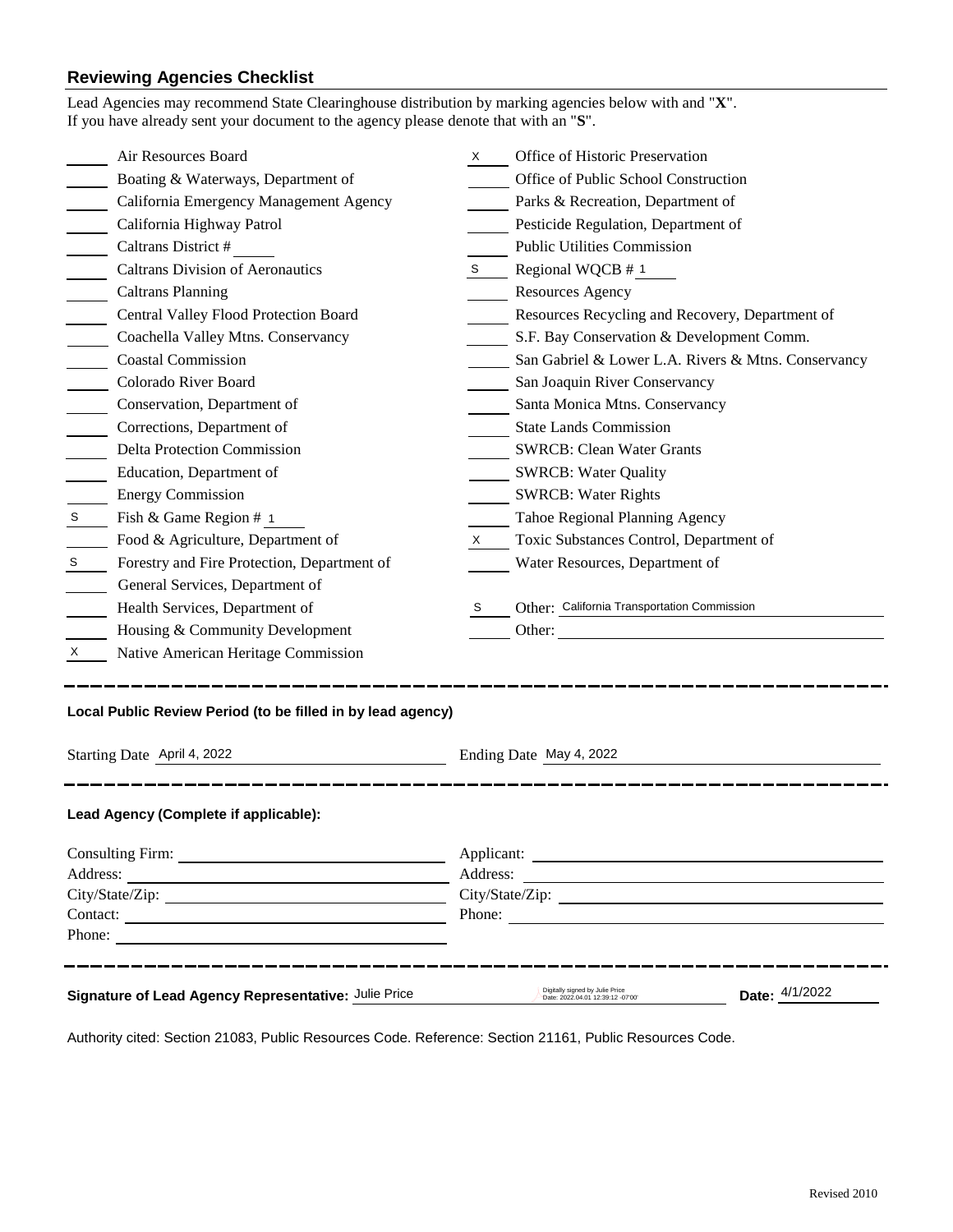## Reviewing Agencies Checklist

Lead Agencies may recommend State Clearinghouse distribution by marking agencies below with and "**X**".
If you have already sent your document to the agency please denote that with an "**S**".

| Mark | Agency | Mark | Agency |
|---|---|---|---|
| | Air Resources Board | X | Office of Historic Preservation |
| | Boating & Waterways, Department of | | Office of Public School Construction |
| | California Emergency Management Agency | | Parks & Recreation, Department of |
| | California Highway Patrol | | Pesticide Regulation, Department of |
| | Caltrans District # | | Public Utilities Commission |
| | Caltrans Division of Aeronautics | S | Regional WQCB # 1 |
| | Caltrans Planning | | Resources Agency |
| | Central Valley Flood Protection Board | | Resources Recycling and Recovery, Department of |
| | Coachella Valley Mtns. Conservancy | | S.F. Bay Conservation & Development Comm. |
| | Coastal Commission | | San Gabriel & Lower L.A. Rivers & Mtns. Conservancy |
| | Colorado River Board | | San Joaquin River Conservancy |
| | Conservation, Department of | | Santa Monica Mtns. Conservancy |
| | Corrections, Department of | | State Lands Commission |
| | Delta Protection Commission | | SWRCB: Clean Water Grants |
| | Education, Department of | | SWRCB: Water Quality |
| | Energy Commission | | SWRCB: Water Rights |
| S | Fish & Game Region # 1 | | Tahoe Regional Planning Agency |
| | Food & Agriculture, Department of | X | Toxic Substances Control, Department of |
| S | Forestry and Fire Protection, Department of | | Water Resources, Department of |
| | General Services, Department of | | |
| | Health Services, Department of | S | Other: California Transportation Commission |
| | Housing & Community Development | | Other: |
| X | Native American Heritage Commission | | |

---

**Local Public Review Period (to be filled in by lead agency)**

Starting Date April 4, 2022  Ending Date May 4, 2022

---

**Lead Agency (Complete if applicable):**

Consulting Firm:
Address:
City/State/Zip:
Contact:
Phone:

Applicant:
Address:
City/State/Zip:
Phone:

---

**Signature of Lead Agency Representative:** Julie Price  Digitally signed by Julie Price Date: 2022.04.01 12:39:12 -07'00'  **Date:** 4/1/2022

Authority cited: Section 21083, Public Resources Code. Reference: Section 21161, Public Resources Code.

Revised 2010